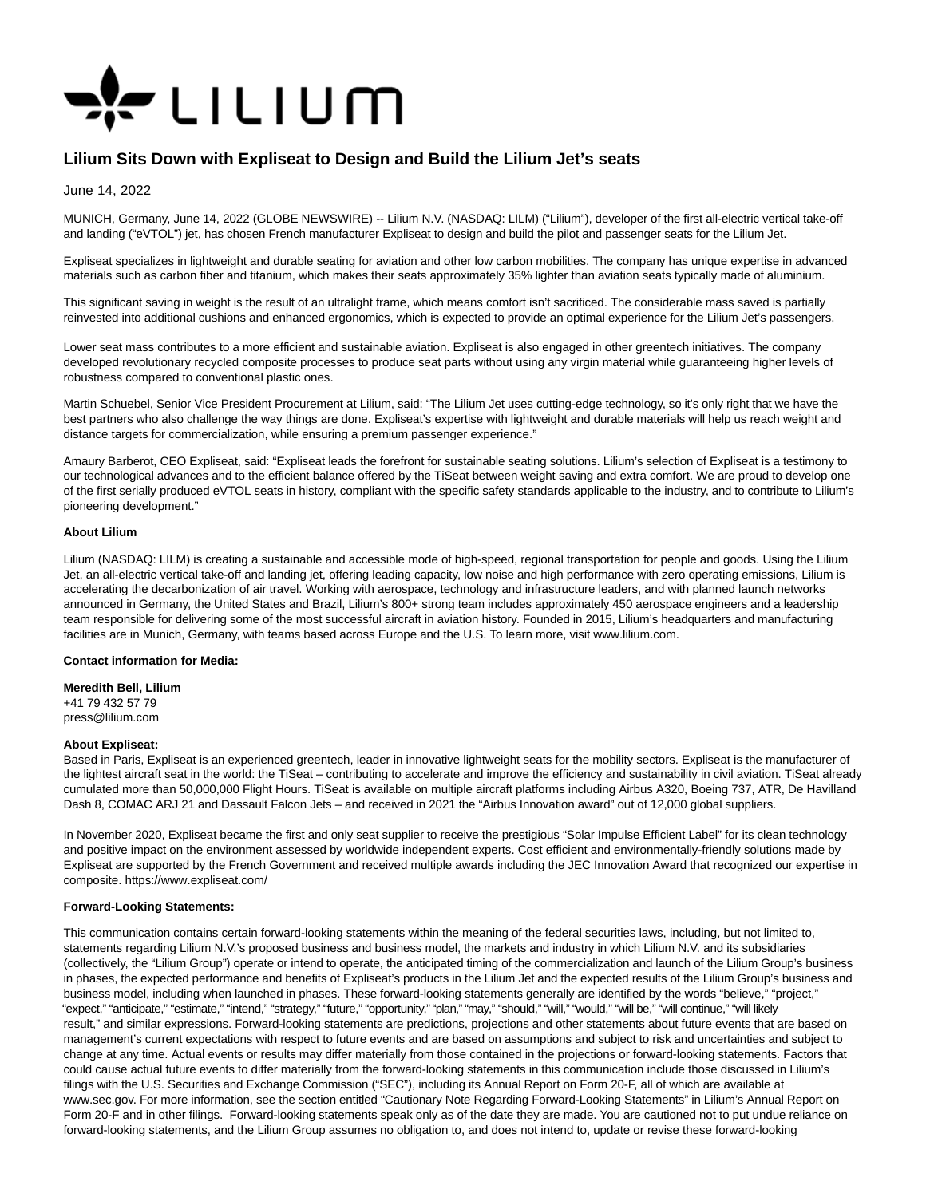# Lilium Sits Down with Expliseat to Design and Build the Lilium Jet's seats

June 14, 2022

MUNICH, Germany, June 14, 2022 (GLOBE NEWSWIRE) -- Lilium N.V. (NASDAQ: LILM) ("Lilium"), developer of the first all-electric vertical take-off and landing ("eVTOL") jet, has chosen French manufacturer Expliseat to design and build the pilot and passenger seats for the Lilium Jet.

Expliseat specializes in lightweight and durable seating for aviation and other low carbon mobilities. The company has unique expertise in advanced materials such as carbon fiber and titanium, which makes their seats approximately 35% lighter than aviation seats typically made of aluminium.

This significant saving in weight is the result of an ultralight frame, which means comfort isn't sacrificed. The considerable mass saved is partially reinvested into additional cushions and enhanced ergonomics, which is expected to provide an optimal experience for the Lilium Jet's passengers.

Lower seat mass contributes to a more efficient and sustainable aviation. Expliseat is also engaged in other greentech initiatives. The company developed revolutionary recycled composite processes to produce seat parts without using any virgin material while guaranteeing higher levels of robustness compared to conventional plastic ones.

Martin Schuebel, Senior Vice President Procurement at Lilium, said: "The Lilium Jet uses cutting-edge technology, so it's only right that we have the best partners who also challenge the way things are done. Expliseat's expertise with lightweight and durable materials will help us reach weight and distance targets for commercialization, while ensuring a premium passenger experience."

Amaury Barberot, CEO Expliseat, said: "Expliseat leads the forefront for sustainable seating solutions. Lilium's selection of Expliseat is a testimony to our technological advances and to the efficient balance offered by the TiSeat between weight saving and extra comfort. We are proud to develop one of the first serially produced eVTOL seats in history, compliant with the specific safety standards applicable to the industry, and to contribute to Lilium's pioneering development."

**About Lilium**

Lilium (NASDAQ: LILM) is creating a sustainable and accessible mode of high-speed, regional transportation for people and goods. Using the Lilium Jet, an all-electric vertical take-off and landing jet, offering leading capacity, low noise and high performance with zero operating emissions, Lilium is accelerating the decarbonization of air travel. Working with aerospace, technology and infrastructure leaders, and with planned launch networks announced in Germany, the United States and Brazil, Lilium's 800+ strong team includes approximately 450 aerospace engineers and a leadership team responsible for delivering some of the most successful aircraft in aviation history. Founded in 2015, Lilium's headquarters and manufacturing facilities are in Munich, Germany, with teams based across Europe and the U.S. To learn more, visit www.lilium.com.

**Contact information for Media:**

**Meredith Bell, Lilium**
+41 79 432 57 79
press@lilium.com

**About Expliseat:**
Based in Paris, Expliseat is an experienced greentech, leader in innovative lightweight seats for the mobility sectors. Expliseat is the manufacturer of the lightest aircraft seat in the world: the TiSeat – contributing to accelerate and improve the efficiency and sustainability in civil aviation. TiSeat already cumulated more than 50,000,000 Flight Hours. TiSeat is available on multiple aircraft platforms including Airbus A320, Boeing 737, ATR, De Havilland Dash 8, COMAC ARJ 21 and Dassault Falcon Jets – and received in 2021 the "Airbus Innovation award" out of 12,000 global suppliers.

In November 2020, Expliseat became the first and only seat supplier to receive the prestigious "Solar Impulse Efficient Label" for its clean technology and positive impact on the environment assessed by worldwide independent experts. Cost efficient and environmentally-friendly solutions made by Expliseat are supported by the French Government and received multiple awards including the JEC Innovation Award that recognized our expertise in composite. https://www.expliseat.com/

**Forward-Looking Statements:**

This communication contains certain forward-looking statements within the meaning of the federal securities laws, including, but not limited to, statements regarding Lilium N.V.'s proposed business and business model, the markets and industry in which Lilium N.V. and its subsidiaries (collectively, the "Lilium Group") operate or intend to operate, the anticipated timing of the commercialization and launch of the Lilium Group's business in phases, the expected performance and benefits of Expliseat's products in the Lilium Jet and the expected results of the Lilium Group's business and business model, including when launched in phases. These forward-looking statements generally are identified by the words "believe," "project," "expect," "anticipate," "estimate," "intend," "strategy," "future," "opportunity," "plan," "may," "should," "will," "would," "will be," "will continue," "will likely result," and similar expressions. Forward-looking statements are predictions, projections and other statements about future events that are based on management's current expectations with respect to future events and are based on assumptions and subject to risk and uncertainties and subject to change at any time. Actual events or results may differ materially from those contained in the projections or forward-looking statements. Factors that could cause actual future events to differ materially from the forward-looking statements in this communication include those discussed in Lilium's filings with the U.S. Securities and Exchange Commission ("SEC"), including its Annual Report on Form 20-F, all of which are available at www.sec.gov. For more information, see the section entitled "Cautionary Note Regarding Forward-Looking Statements" in Lilium's Annual Report on Form 20-F and in other filings. Forward-looking statements speak only as of the date they are made. You are cautioned not to put undue reliance on forward-looking statements, and the Lilium Group assumes no obligation to, and does not intend to, update or revise these forward-looking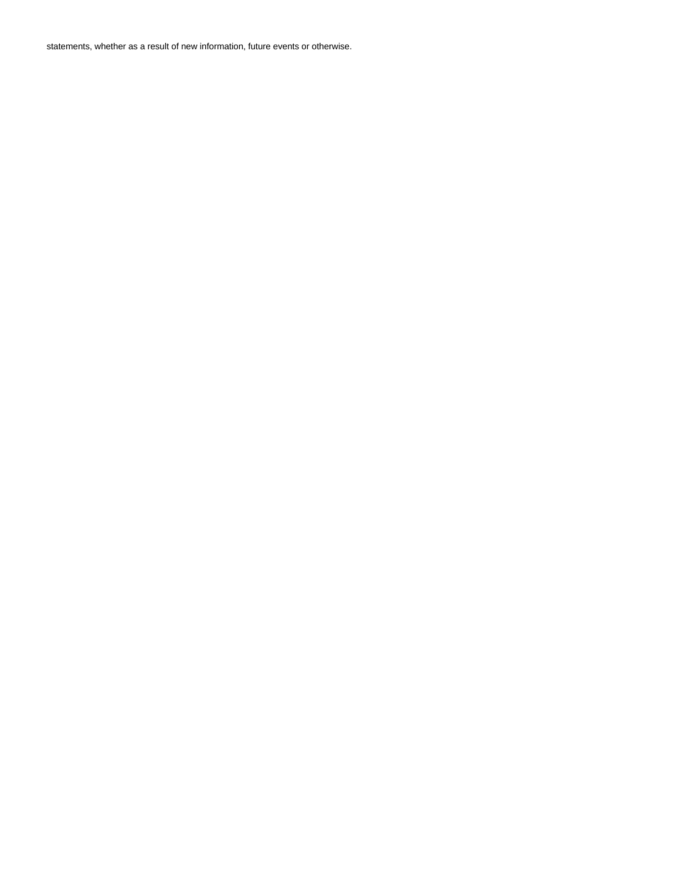statements, whether as a result of new information, future events or otherwise.